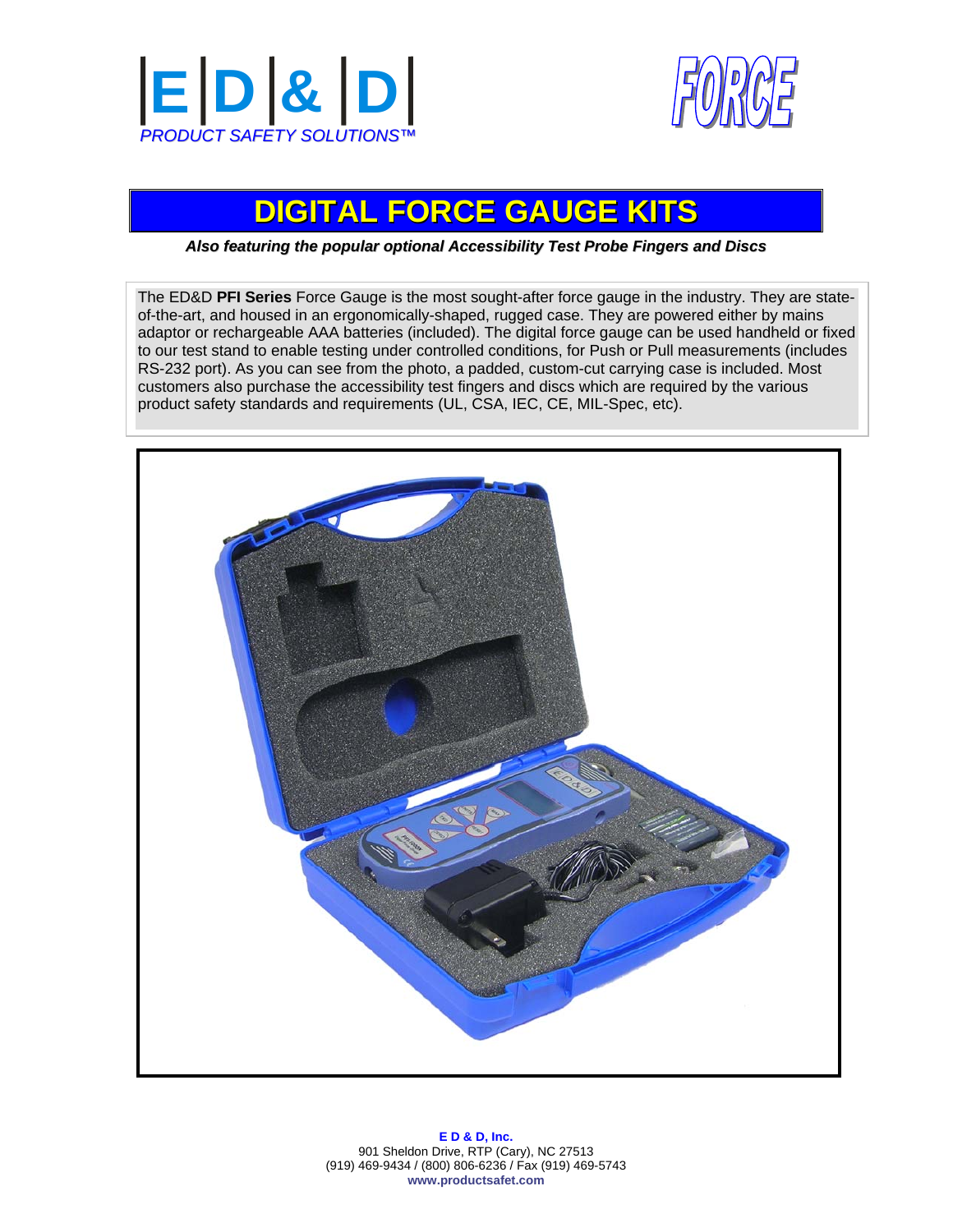# E | D | & | D

*PRODUCT SAFETY SOLUTIONS™*

FORCE

## DIGITAL FORCE GAUGE KITS

***Also featuring the popular optional Accessibility Test Probe Fingers and Discs***

The ED&D **PFI Series** Force Gauge is the most sought-after force gauge in the industry. They are state-of-the-art, and housed in an ergonomically-shaped, rugged case. They are powered either by mains adaptor or rechargeable AAA batteries (included). The digital force gauge can be used handheld or fixed to our test stand to enable testing under controlled conditions, for Push or Pull measurements (includes RS-232 port). As you can see from the photo, a padded, custom-cut carrying case is included. Most customers also purchase the accessibility test fingers and discs which are required by the various product safety standards and requirements (UL, CSA, IEC, CE, MIL-Spec, etc).

**E D & D, Inc.**
901 Sheldon Drive, RTP (Cary), NC 27513
(919) 469-9434 / (800) 806-6236 / Fax (919) 469-5743
**www.productsafet.com**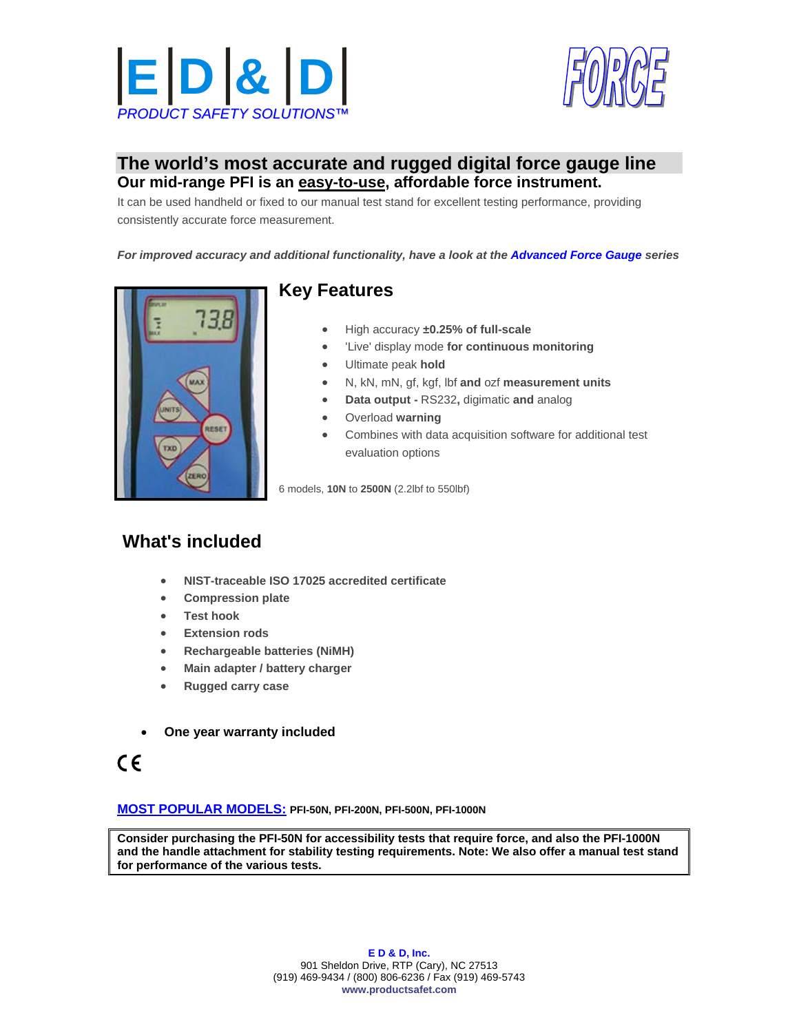# E | D | & | D

*PRODUCT SAFETY SOLUTIONS™*

FORCE

## The world's most accurate and rugged digital force gauge line

**Our mid-range PFI is an easy-to-use, affordable force instrument.**

It can be used handheld or fixed to our manual test stand for excellent testing performance, providing consistently accurate force measurement.

***For improved accuracy and additional functionality, have a look at the Advanced Force Gauge series***

## Key Features

- High accuracy **±0.25% of full-scale**
- 'Live' display mode **for continuous monitoring**
- Ultimate peak **hold**
- N, kN, mN, gf, kgf, lbf **and** ozf **measurement units**
- **Data output -** RS232**,** digimatic **and** analog
- Overload **warning**
- Combines with data acquisition software for additional test evaluation options

6 models, **10N** to **2500N** (2.2lbf to 550lbf)

## What's included

- **NIST-traceable ISO 17025 accredited certificate**
- **Compression plate**
- **Test hook**
- **Extension rods**
- **Rechargeable batteries (NiMH)**
- **Main adapter / battery charger**
- **Rugged carry case**

- **One year warranty included**

CE

**MOST POPULAR MODELS: PFI-50N, PFI-200N, PFI-500N, PFI-1000N**

**Consider purchasing the PFI-50N for accessibility tests that require force, and also the PFI-1000N and the handle attachment for stability testing requirements. Note: We also offer a manual test stand for performance of the various tests.**

**E D & D, Inc.**
901 Sheldon Drive, RTP (Cary), NC 27513
(919) 469-9434 / (800) 806-6236 / Fax (919) 469-5743
**www.productsafet.com**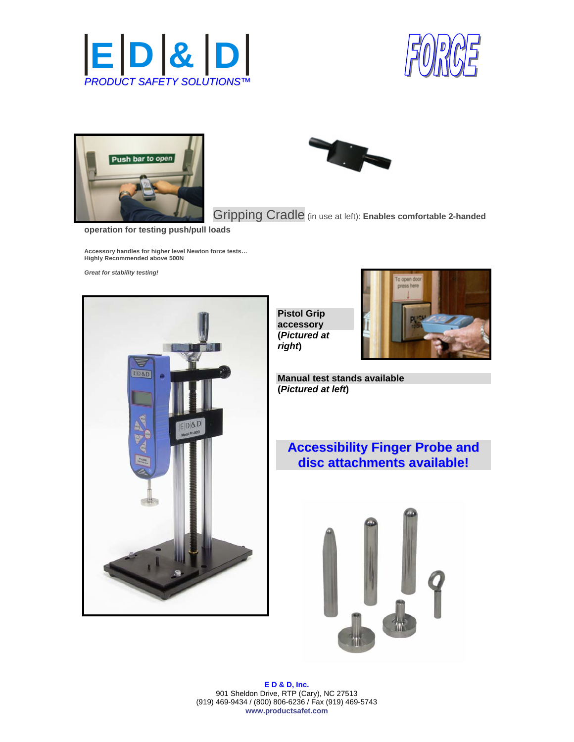# E D & D

*PRODUCT SAFETY SOLUTIONS™*

# FORCE

Gripping Cradle (in use at left): **Enables comfortable 2-handed operation for testing push/pull loads**

**Accessory handles for higher level Newton force tests…**
**Highly Recommended above 500N**

***Great for stability testing!***

**Pistol Grip accessory (*Pictured at right*)**

**Manual test stands available (*Pictured at left*)**

## Accessibility Finger Probe and disc attachments available!

**E D & D, Inc.**
901 Sheldon Drive, RTP (Cary), NC 27513
(919) 469-9434 / (800) 806-6236 / Fax (919) 469-5743
**www.productsafet.com**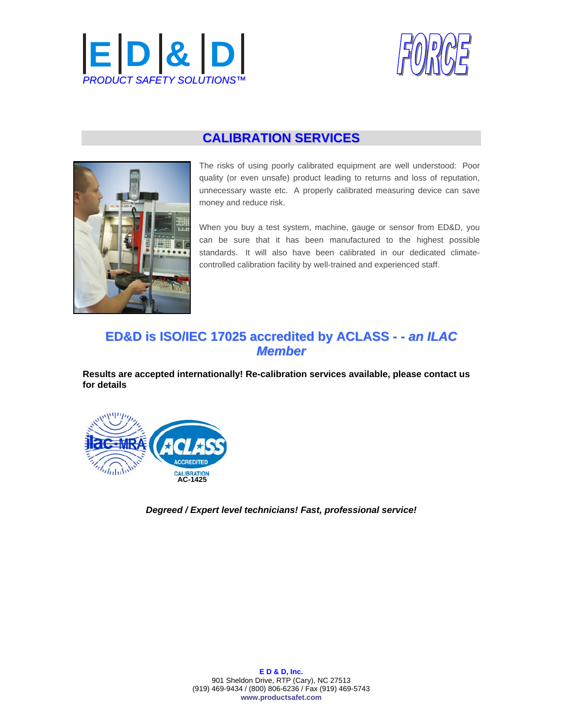E D & D
*PRODUCT SAFETY SOLUTIONS™*

FORCE

## CALIBRATION SERVICES

The risks of using poorly calibrated equipment are well understood: Poor quality (or even unsafe) product leading to returns and loss of reputation, unnecessary waste etc. A properly calibrated measuring device can save money and reduce risk.

When you buy a test system, machine, gauge or sensor from ED&D, you can be sure that it has been manufactured to the highest possible standards. It will also have been calibrated in our dedicated climate-controlled calibration facility by well-trained and experienced staff.

## ED&D is ISO/IEC 17025 accredited by ACLASS - - *an ILAC Member*

**Results are accepted internationally! Re-calibration services available, please contact us for details**

ilac-MRA
ACLASS ACCREDITED CALIBRATION
AC-1425

***Degreed / Expert level technicians! Fast, professional service!***

**E D & D, Inc.**
901 Sheldon Drive, RTP (Cary), NC 27513
(919) 469-9434 / (800) 806-6236 / Fax (919) 469-5743
**www.productsafet.com**